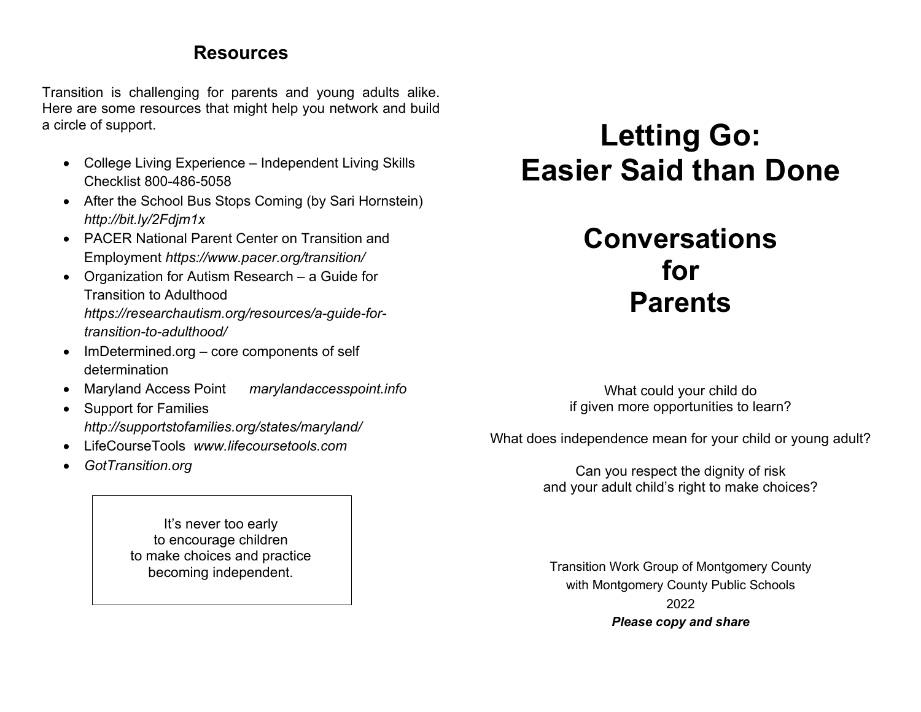## Resources

Transition is challenging for parents and young adults alike. Here are some resources that might help you network and build a circle of support.

- College Living Experience – Independent Living Skills Checklist 800-486-5058
- After the School Bus Stops Coming (by Sari Hornstein) *http://bit.ly/2Fdjm1x*
- PACER National Parent Center on Transition and Employment *https://www.pacer.org/transition/*
- Organization for Autism Research – a Guide for Transition to Adulthood *https://researchautism.org/resources/a-guide-for-transition-to-adulthood/*
- ImDetermined.org – core components of self determination
- Maryland Access Point *marylandaccesspoint.info*
- Support for Families *http://supportstofamilies.org/states/maryland/*
- LifeCourseTools *www.lifecoursetools.com*
- *GotTransition.org*

> It's never too early
> to encourage children
> to make choices and practice
> becoming independent.

# Letting Go: Easier Said than Done

# Conversations for Parents

What could your child do
if given more opportunities to learn?

What does independence mean for your child or young adult?

Can you respect the dignity of risk
and your adult child's right to make choices?

Transition Work Group of Montgomery County
with Montgomery County Public Schools
2022
***Please copy and share***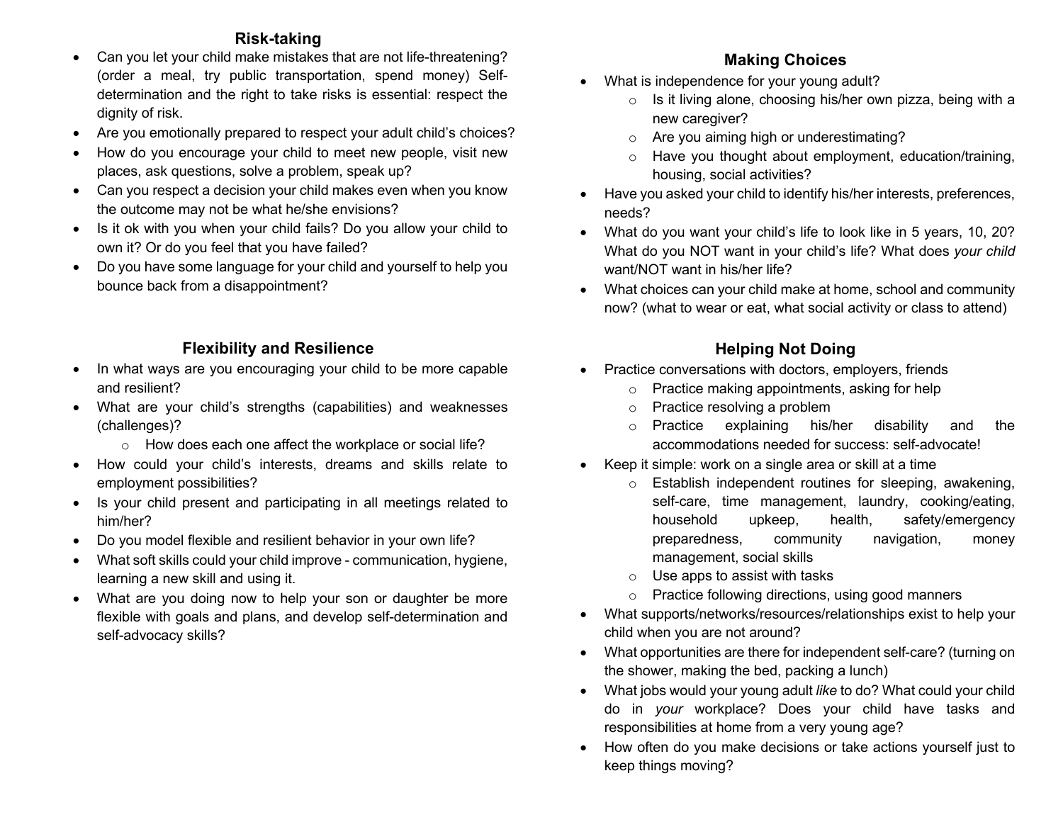## Risk-taking

- Can you let your child make mistakes that are not life-threatening? (order a meal, try public transportation, spend money) Self-determination and the right to take risks is essential: respect the dignity of risk.
- Are you emotionally prepared to respect your adult child's choices?
- How do you encourage your child to meet new people, visit new places, ask questions, solve a problem, speak up?
- Can you respect a decision your child makes even when you know the outcome may not be what he/she envisions?
- Is it ok with you when your child fails? Do you allow your child to own it? Or do you feel that you have failed?
- Do you have some language for your child and yourself to help you bounce back from a disappointment?

## Flexibility and Resilience

- In what ways are you encouraging your child to be more capable and resilient?
- What are your child's strengths (capabilities) and weaknesses (challenges)?
  - How does each one affect the workplace or social life?
- How could your child's interests, dreams and skills relate to employment possibilities?
- Is your child present and participating in all meetings related to him/her?
- Do you model flexible and resilient behavior in your own life?
- What soft skills could your child improve - communication, hygiene, learning a new skill and using it.
- What are you doing now to help your son or daughter be more flexible with goals and plans, and develop self-determination and self-advocacy skills?

## Making Choices

- What is independence for your young adult?
  - Is it living alone, choosing his/her own pizza, being with a new caregiver?
  - Are you aiming high or underestimating?
  - Have you thought about employment, education/training, housing, social activities?
- Have you asked your child to identify his/her interests, preferences, needs?
- What do you want your child's life to look like in 5 years, 10, 20? What do you NOT want in your child's life? What does *your child* want/NOT want in his/her life?
- What choices can your child make at home, school and community now? (what to wear or eat, what social activity or class to attend)

## Helping Not Doing

- Practice conversations with doctors, employers, friends
  - Practice making appointments, asking for help
  - Practice resolving a problem
  - Practice explaining his/her disability and the accommodations needed for success: self-advocate!
- Keep it simple: work on a single area or skill at a time
  - Establish independent routines for sleeping, awakening, self-care, time management, laundry, cooking/eating, household upkeep, health, safety/emergency preparedness, community navigation, money management, social skills
  - Use apps to assist with tasks
  - Practice following directions, using good manners
- What supports/networks/resources/relationships exist to help your child when you are not around?
- What opportunities are there for independent self-care? (turning on the shower, making the bed, packing a lunch)
- What jobs would your young adult *like* to do? What could your child do in *your* workplace? Does your child have tasks and responsibilities at home from a very young age?
- How often do you make decisions or take actions yourself just to keep things moving?